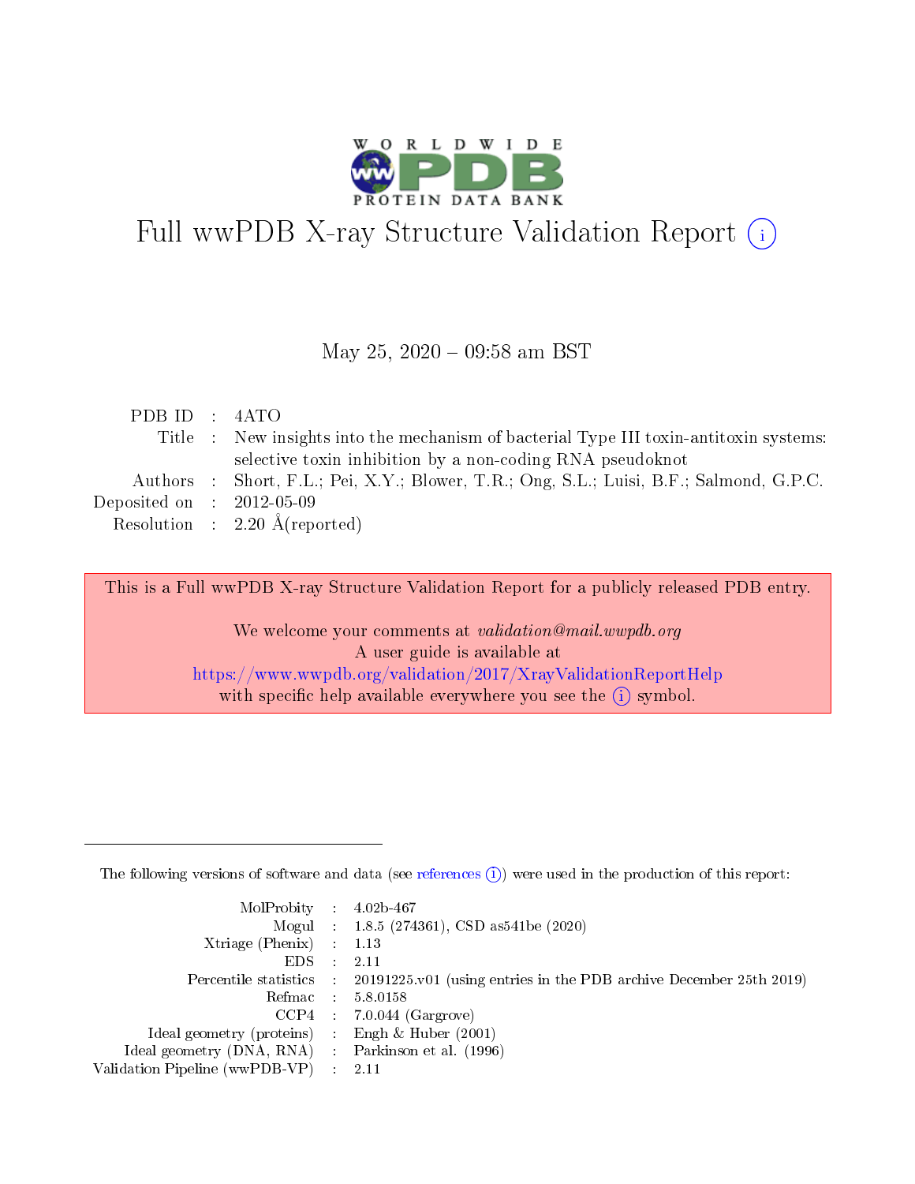# Full wwPDB X-ray Structure Validation Report (i)

May 25, 2020 – 09:58 am BST

| | | |
|---|---|---|
| PDB ID | : | 4ATO |
| Title | : | New insights into the mechanism of bacterial Type III toxin-antitoxin systems: selective toxin inhibition by a non-coding RNA pseudoknot |
| Authors | : | Short, F.L.; Pei, X.Y.; Blower, T.R.; Ong, S.L.; Luisi, B.F.; Salmond, G.P.C. |
| Deposited on | : | 2012-05-09 |
| Resolution | : | 2.20 Å(reported) |

This is a Full wwPDB X-ray Structure Validation Report for a publicly released PDB entry.

We welcome your comments at *validation@mail.wwpdb.org*
A user guide is available at
https://www.wwpdb.org/validation/2017/XrayValidationReportHelp
with specific help available everywhere you see the (i) symbol.

The following versions of software and data (see references (i)) were used in the production of this report:

| | | |
|---|---|---|
| MolProbity | : | 4.02b-467 |
| Mogul | : | 1.8.5 (274361), CSD as541be (2020) |
| Xtriage (Phenix) | : | 1.13 |
| EDS | : | 2.11 |
| Percentile statistics | : | 20191225.v01 (using entries in the PDB archive December 25th 2019) |
| Refmac | : | 5.8.0158 |
| CCP4 | : | 7.0.044 (Gargrove) |
| Ideal geometry (proteins) | : | Engh & Huber (2001) |
| Ideal geometry (DNA, RNA) | : | Parkinson et al. (1996) |
| Validation Pipeline (wwPDB-VP) | : | 2.11 |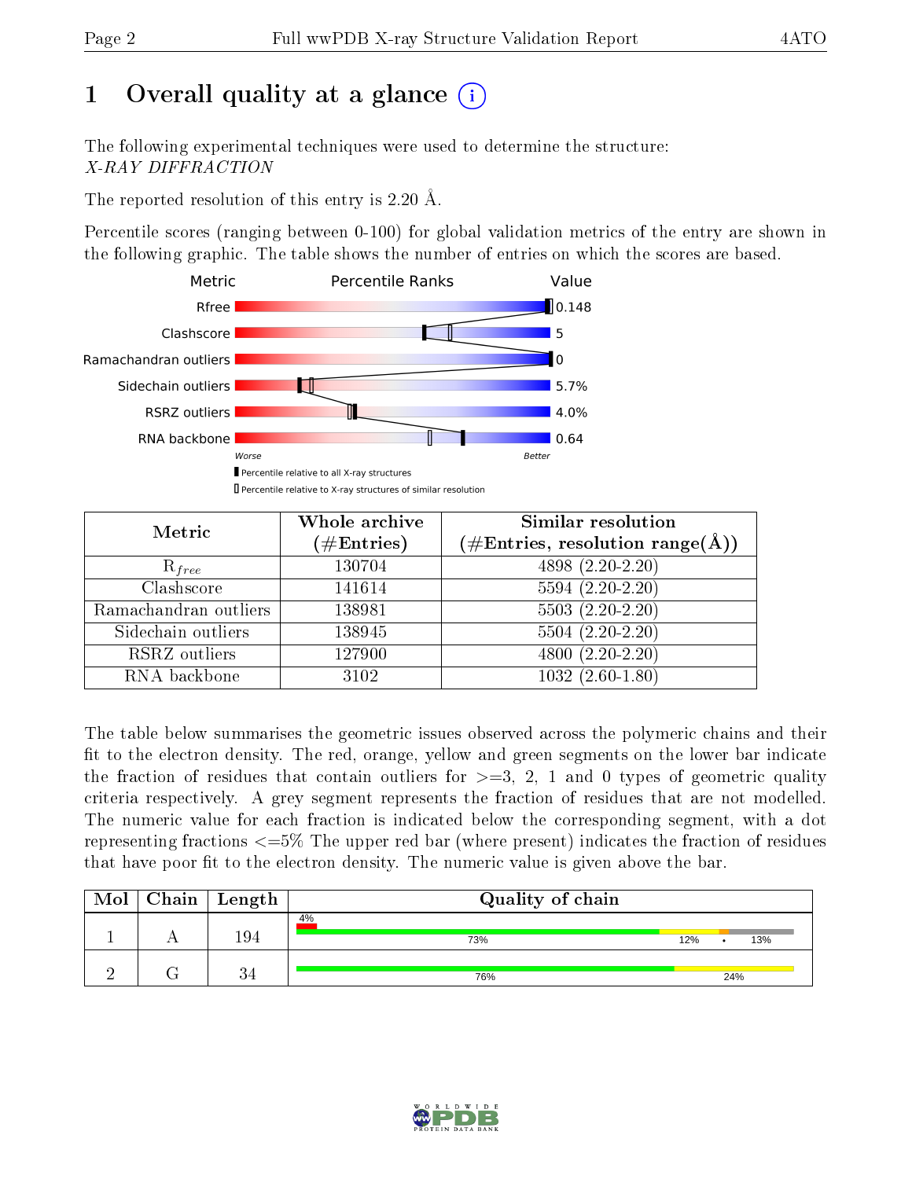# 1 Overall quality at a glance (i)

The following experimental techniques were used to determine the structure:
*X-RAY DIFFRACTION*

The reported resolution of this entry is 2.20 Å.

Percentile scores (ranging between 0-100) for global validation metrics of the entry are shown in the following graphic. The table shows the number of entries on which the scores are based.

| Metric | Value |
|---|---|
| Rfree | 0.148 |
| Clashscore | 5 |
| Ramachandran outliers | 0 |
| Sidechain outliers | 5.7% |
| RSRZ outliers | 4.0% |
| RNA backbone | 0.64 |

Worse — Better

■ Percentile relative to all X-ray structures
□ Percentile relative to X-ray structures of similar resolution

| Metric | Whole archive (#Entries) | Similar resolution (#Entries, resolution range(Å)) |
|---|---|---|
| $R_{free}$ | 130704 | 4898 (2.20-2.20) |
| Clashscore | 141614 | 5594 (2.20-2.20) |
| Ramachandran outliers | 138981 | 5503 (2.20-2.20) |
| Sidechain outliers | 138945 | 5504 (2.20-2.20) |
| RSRZ outliers | 127900 | 4800 (2.20-2.20) |
| RNA backbone | 3102 | 1032 (2.60-1.80) |

The table below summarises the geometric issues observed across the polymeric chains and their fit to the electron density. The red, orange, yellow and green segments on the lower bar indicate the fraction of residues that contain outliers for >=3, 2, 1 and 0 types of geometric quality criteria respectively. A grey segment represents the fraction of residues that are not modelled. The numeric value for each fraction is indicated below the corresponding segment, with a dot representing fractions <=5% The upper red bar (where present) indicates the fraction of residues that have poor fit to the electron density. The numeric value is given above the bar.

| Mol | Chain | Length | Quality of chain |
|---|---|---|---|
| 1 | A | 194 | 4% / 73% / 12% / • / 13% |
| 2 | G | 34 | 76% / 24% |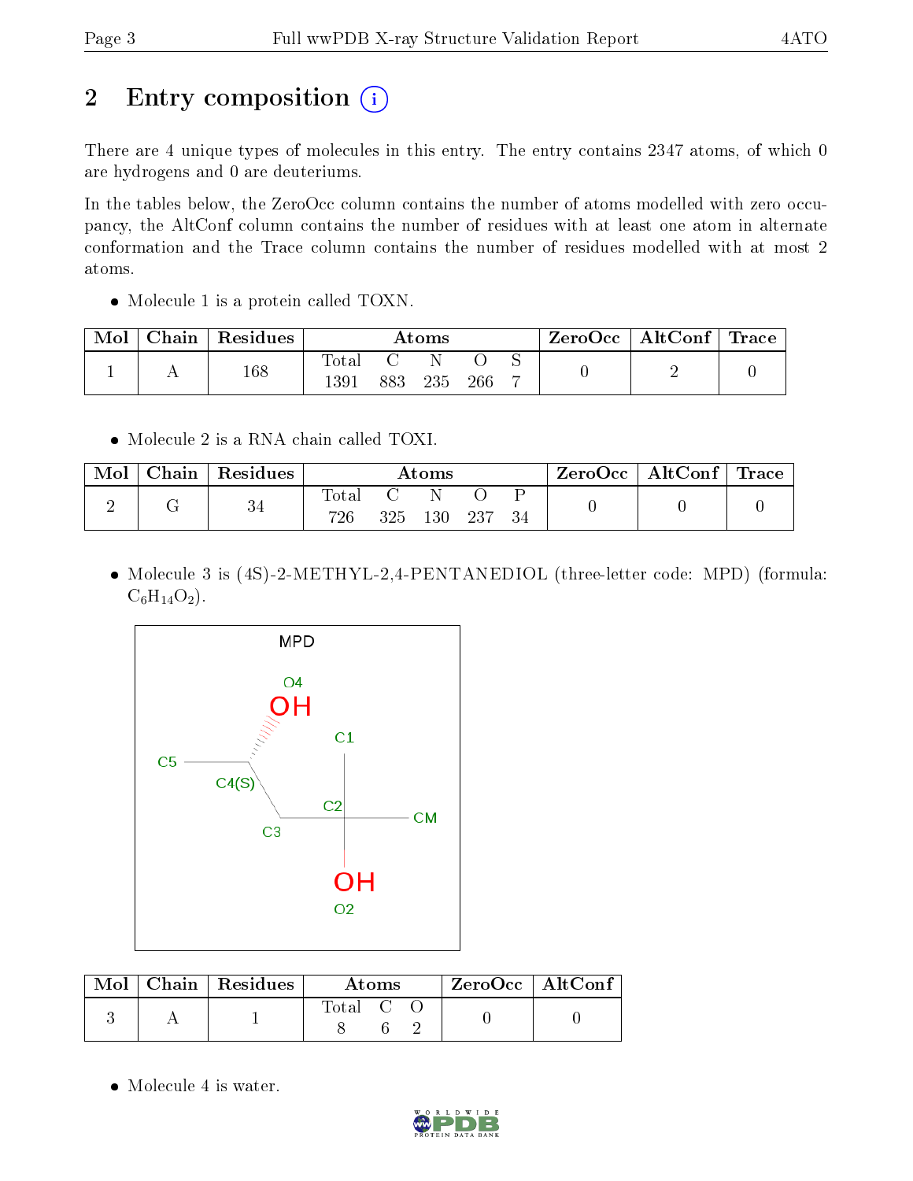# 2 Entry composition

There are 4 unique types of molecules in this entry. The entry contains 2347 atoms, of which 0 are hydrogens and 0 are deuteriums.

In the tables below, the ZeroOcc column contains the number of atoms modelled with zero occupancy, the AltConf column contains the number of residues with at least one atom in alternate conformation and the Trace column contains the number of residues modelled with at most 2 atoms.

- Molecule 1 is a protein called TOXN.

| Mol | Chain | Residues | Atoms | | | | | ZeroOcc | AltConf | Trace |
|---|---|---|---|---|---|---|---|---|---|---|
| 1 | A | 168 | Total | C | N | O | S | 0 | 2 | 0 |
| | | | 1391 | 883 | 235 | 266 | 7 | | | |

- Molecule 2 is a RNA chain called TOXI.

| Mol | Chain | Residues | Atoms | | | | | ZeroOcc | AltConf | Trace |
|---|---|---|---|---|---|---|---|---|---|---|
| 2 | G | 34 | Total | C | N | O | P | 0 | 0 | 0 |
| | | | 726 | 325 | 130 | 237 | 34 | | | |

- Molecule 3 is (4S)-2-METHYL-2,4-PENTANEDIOL (three-letter code: MPD) (formula: $C_6H_{14}O_2$).

| Mol | Chain | Residues | Atoms | | | ZeroOcc | AltConf |
|---|---|---|---|---|---|---|---|
| 3 | A | 1 | Total | C | O | 0 | 0 |
| | | | 8 | 6 | 2 | | |

- Molecule 4 is water.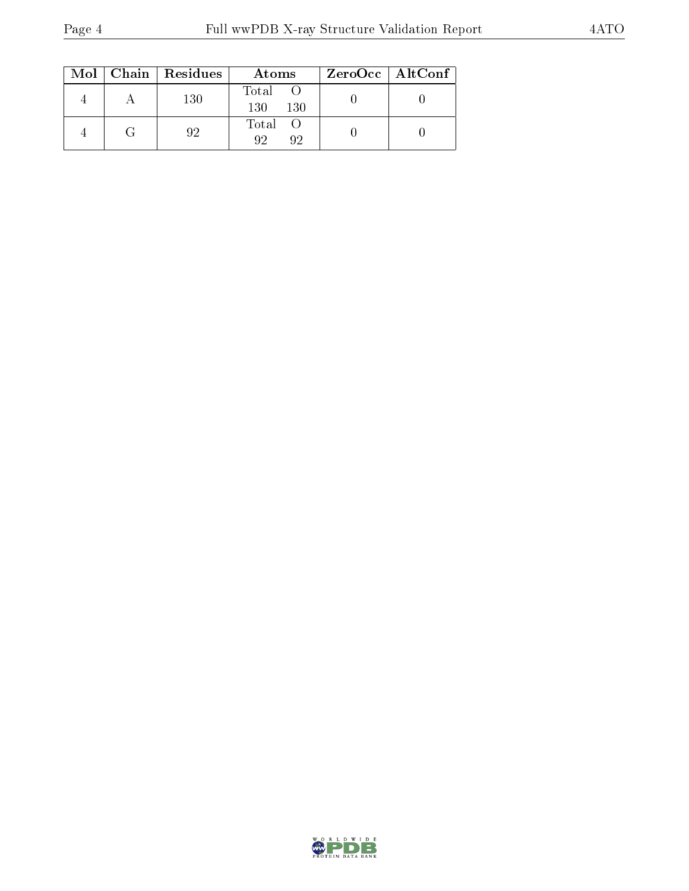| Mol | Chain | Residues | Atoms | | ZeroOcc | AltConf |
|---|---|---|---|---|---|---|
| | | | Total | O | | |
| 4 | A | 130 | 130 | 130 | 0 | 0 |
| | | | Total | O | | |
| 4 | G | 92 | 92 | 92 | 0 | 0 |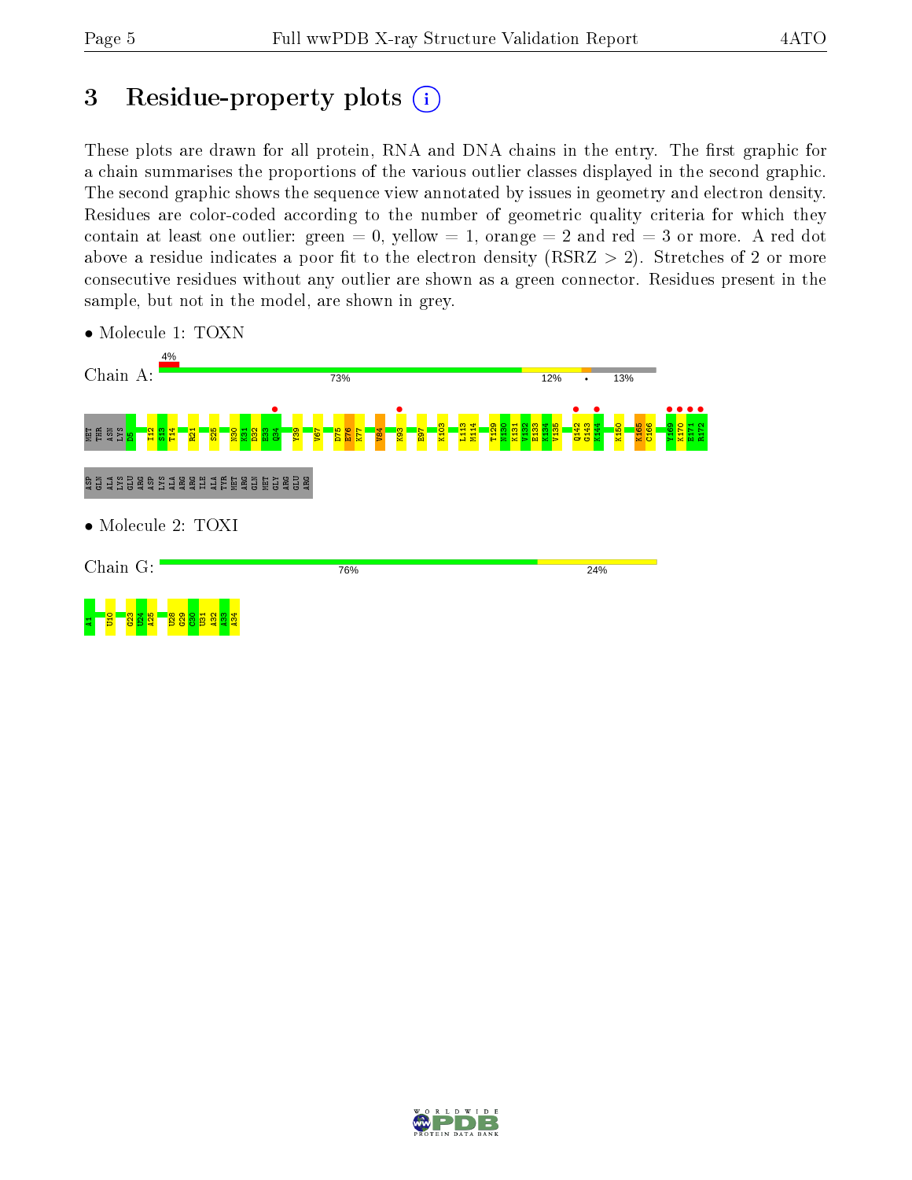# 3 Residue-property plots

These plots are drawn for all protein, RNA and DNA chains in the entry. The first graphic for a chain summarises the proportions of the various outlier classes displayed in the second graphic. The second graphic shows the sequence view annotated by issues in geometry and electron density. Residues are color-coded according to the number of geometric quality criteria for which they contain at least one outlier: green = 0, yellow = 1, orange = 2 and red = 3 or more. A red dot above a residue indicates a poor fit to the electron density (RSRZ > 2). Stretches of 2 or more consecutive residues without any outlier are shown as a green connector. Residues present in the sample, but not in the model, are shown in grey.

- Molecule 1: TOXN

Chain A: 4% | 73% | 12% | • | 13%

MET THR ASN LYS D5 I12 S13 T14 R21 S25 N30 K31 D32 E33 Q34 Y39 V67 D75 E76 K77 V84 K93 E97 K103 I113 N114 T129 N130 K131 V132 E133 K134 V135 Q142 G143 K144 K150 K165 C166 Y169 K170 E171 R172 ASP GLN ALA LYS GLU ARG ASP LYS ALA ARG ARG ILE ALA TYR MET ARG GLN MET GLY ARG GLU ARG

- Molecule 2: TOXI

Chain G: 76% | 24%

A1 U10 G23 U24 A25 U28 G29 C30 U31 A32 A33 A34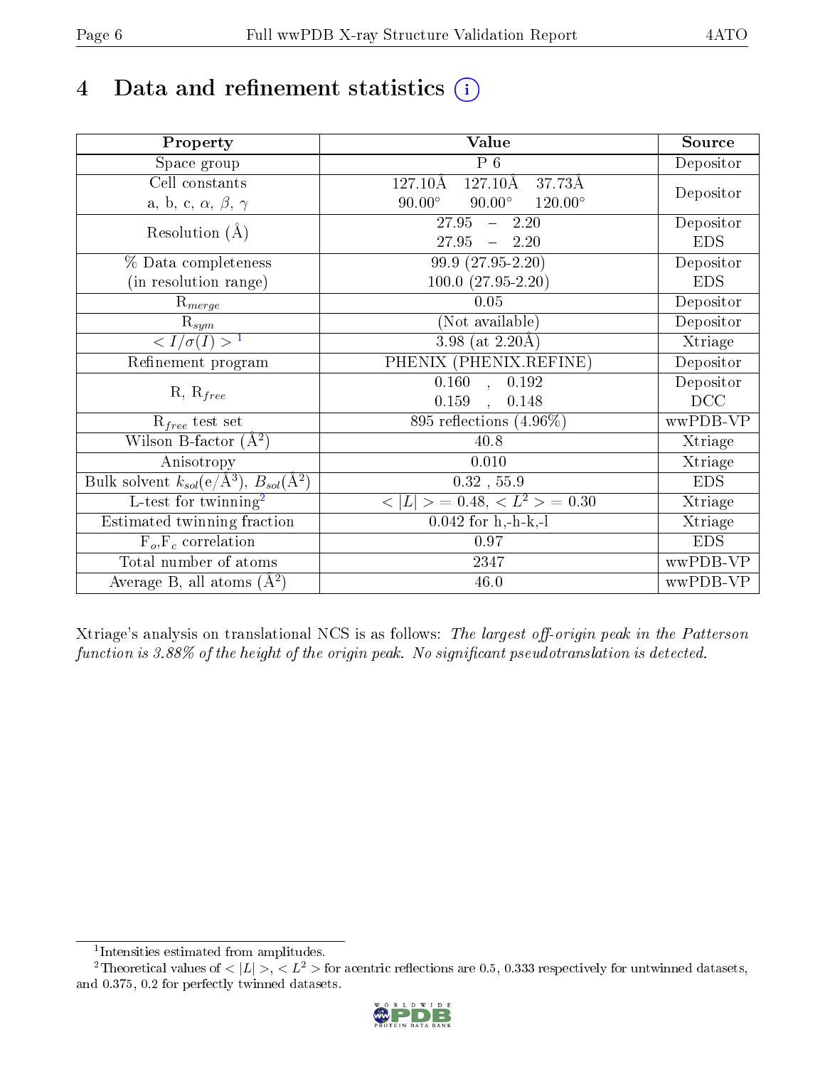# 4 Data and refinement statistics (i)

| Property | Value | Source |
|---|---|---|
| Space group | P 6 | Depositor |
| Cell constants<br>a, b, c, $\alpha$, $\beta$, $\gamma$ | 127.10Å 127.10Å 37.73Å<br>90.00° 90.00° 120.00° | Depositor |
| Resolution (Å) | 27.95 – 2.20<br>27.95 – 2.20 | Depositor<br>EDS |
| % Data completeness<br>(in resolution range) | 99.9 (27.95-2.20)<br>100.0 (27.95-2.20) | Depositor<br>EDS |
| $R_{merge}$ | 0.05 | Depositor |
| $R_{sym}$ | (Not available) | Depositor |
| $< I/\sigma(I) >$ [1] | 3.98 (at 2.20Å) | Xtriage |
| Refinement program | PHENIX (PHENIX.REFINE) | Depositor |
| R, $R_{free}$ | 0.160 , 0.192<br>0.159 , 0.148 | Depositor<br>DCC |
| $R_{free}$ test set | 895 reflections (4.96%) | wwPDB-VP |
| Wilson B-factor (Å$^2$) | 40.8 | Xtriage |
| Anisotropy | 0.010 | Xtriage |
| Bulk solvent $k_{sol}$(e/Å$^3$), $B_{sol}$(Å$^2$) | 0.32 , 55.9 | EDS |
| L-test for twinning[2] | $< \lvert L \rvert > = 0.48$, $< L^2 > = 0.30$ | Xtriage |
| Estimated twinning fraction | 0.042 for h,-h-k,-l | Xtriage |
| $F_o$,$F_c$ correlation | 0.97 | EDS |
| Total number of atoms | 2347 | wwPDB-VP |
| Average B, all atoms (Å$^2$) | 46.0 | wwPDB-VP |

Xtriage's analysis on translational NCS is as follows: *The largest off-origin peak in the Patterson function is 3.88% of the height of the origin peak. No significant pseudotranslation is detected.*

[1] Intensities estimated from amplitudes.

[2] Theoretical values of $< \lvert L \rvert >$, $< L^2 >$ for acentric reflections are 0.5, 0.333 respectively for untwinned datasets, and 0.375, 0.2 for perfectly twinned datasets.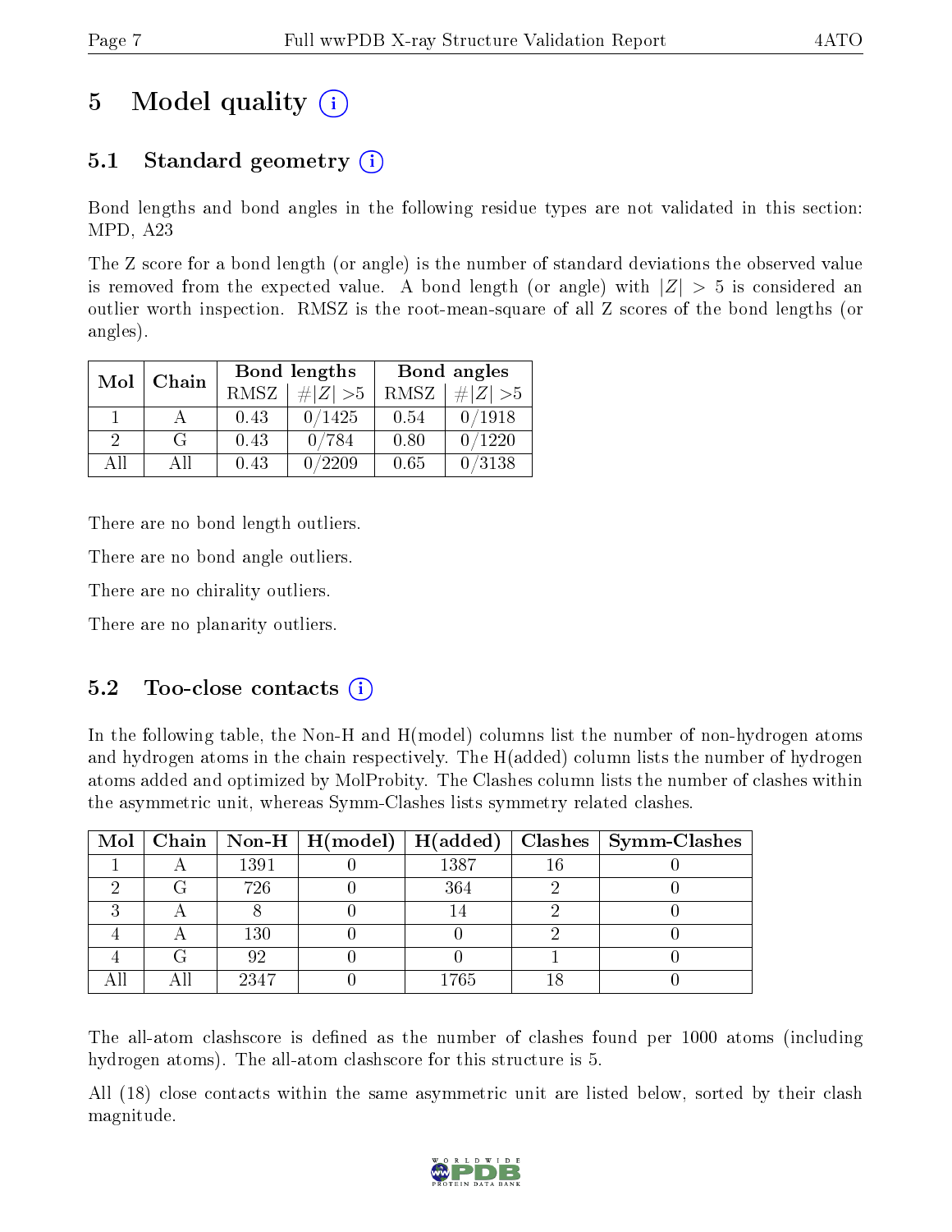# 5 Model quality

## 5.1 Standard geometry

Bond lengths and bond angles in the following residue types are not validated in this section: MPD, A23

The Z score for a bond length (or angle) is the number of standard deviations the observed value is removed from the expected value. A bond length (or angle) with $|Z| > 5$ is considered an outlier worth inspection. RMSZ is the root-mean-square of all Z scores of the bond lengths (or angles).

| Mol | Chain | Bond lengths | | Bond angles | |
|---|---|---|---|---|---|
| | | RMSZ | #$\|Z\|$ >5 | RMSZ | #$\|Z\|$ >5 |
| 1 | A | 0.43 | 0/1425 | 0.54 | 0/1918 |
| 2 | G | 0.43 | 0/784 | 0.80 | 0/1220 |
| All | All | 0.43 | 0/2209 | 0.65 | 0/3138 |

There are no bond length outliers.

There are no bond angle outliers.

There are no chirality outliers.

There are no planarity outliers.

## 5.2 Too-close contacts

In the following table, the Non-H and H(model) columns list the number of non-hydrogen atoms and hydrogen atoms in the chain respectively. The H(added) column lists the number of hydrogen atoms added and optimized by MolProbity. The Clashes column lists the number of clashes within the asymmetric unit, whereas Symm-Clashes lists symmetry related clashes.

| Mol | Chain | Non-H | H(model) | H(added) | Clashes | Symm-Clashes |
|---|---|---|---|---|---|---|
| 1 | A | 1391 | 0 | 1387 | 16 | 0 |
| 2 | G | 726 | 0 | 364 | 2 | 0 |
| 3 | A | 8 | 0 | 14 | 2 | 0 |
| 4 | A | 130 | 0 | 0 | 2 | 0 |
| 4 | G | 92 | 0 | 0 | 1 | 0 |
| All | All | 2347 | 0 | 1765 | 18 | 0 |

The all-atom clashscore is defined as the number of clashes found per 1000 atoms (including hydrogen atoms). The all-atom clashscore for this structure is 5.

All (18) close contacts within the same asymmetric unit are listed below, sorted by their clash magnitude.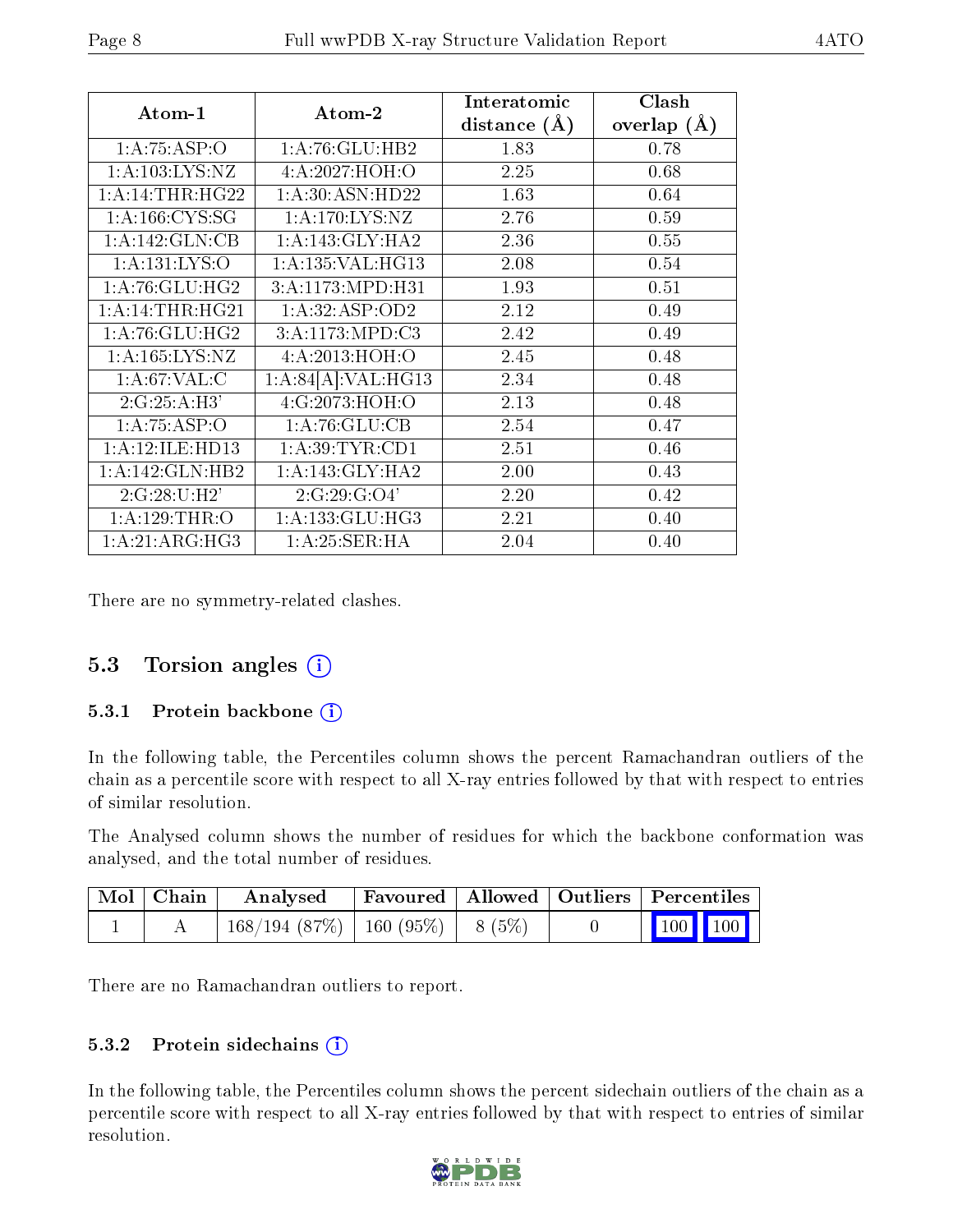| Atom-1 | Atom-2 | Interatomic distance (Å) | Clash overlap (Å) |
|---|---|---|---|
| 1:A:75:ASP:O | 1:A:76:GLU:HB2 | 1.83 | 0.78 |
| 1:A:103:LYS:NZ | 4:A:2027:HOH:O | 2.25 | 0.68 |
| 1:A:14:THR:HG22 | 1:A:30:ASN:HD22 | 1.63 | 0.64 |
| 1:A:166:CYS:SG | 1:A:170:LYS:NZ | 2.76 | 0.59 |
| 1:A:142:GLN:CB | 1:A:143:GLY:HA2 | 2.36 | 0.55 |
| 1:A:131:LYS:O | 1:A:135:VAL:HG13 | 2.08 | 0.54 |
| 1:A:76:GLU:HG2 | 3:A:1173:MPD:H31 | 1.93 | 0.51 |
| 1:A:14:THR:HG21 | 1:A:32:ASP:OD2 | 2.12 | 0.49 |
| 1:A:76:GLU:HG2 | 3:A:1173:MPD:C3 | 2.42 | 0.49 |
| 1:A:165:LYS:NZ | 4:A:2013:HOH:O | 2.45 | 0.48 |
| 1:A:67:VAL:C | 1:A:84[A]:VAL:HG13 | 2.34 | 0.48 |
| 2:G:25:A:H3' | 4:G:2073:HOH:O | 2.13 | 0.48 |
| 1:A:75:ASP:O | 1:A:76:GLU:CB | 2.54 | 0.47 |
| 1:A:12:ILE:HD13 | 1:A:39:TYR:CD1 | 2.51 | 0.46 |
| 1:A:142:GLN:HB2 | 1:A:143:GLY:HA2 | 2.00 | 0.43 |
| 2:G:28:U:H2' | 2:G:29:G:O4' | 2.20 | 0.42 |
| 1:A:129:THR:O | 1:A:133:GLU:HG3 | 2.21 | 0.40 |
| 1:A:21:ARG:HG3 | 1:A:25:SER:HA | 2.04 | 0.40 |

There are no symmetry-related clashes.

## 5.3 Torsion angles

### 5.3.1 Protein backbone

In the following table, the Percentiles column shows the percent Ramachandran outliers of the chain as a percentile score with respect to all X-ray entries followed by that with respect to entries of similar resolution.

The Analysed column shows the number of residues for which the backbone conformation was analysed, and the total number of residues.

| Mol | Chain | Analysed | Favoured | Allowed | Outliers | Percentiles |
|---|---|---|---|---|---|---|
| 1 | A | 168/194 (87%) | 160 (95%) | 8 (5%) | 0 | 100 100 |

There are no Ramachandran outliers to report.

### 5.3.2 Protein sidechains

In the following table, the Percentiles column shows the percent sidechain outliers of the chain as a percentile score with respect to all X-ray entries followed by that with respect to entries of similar resolution.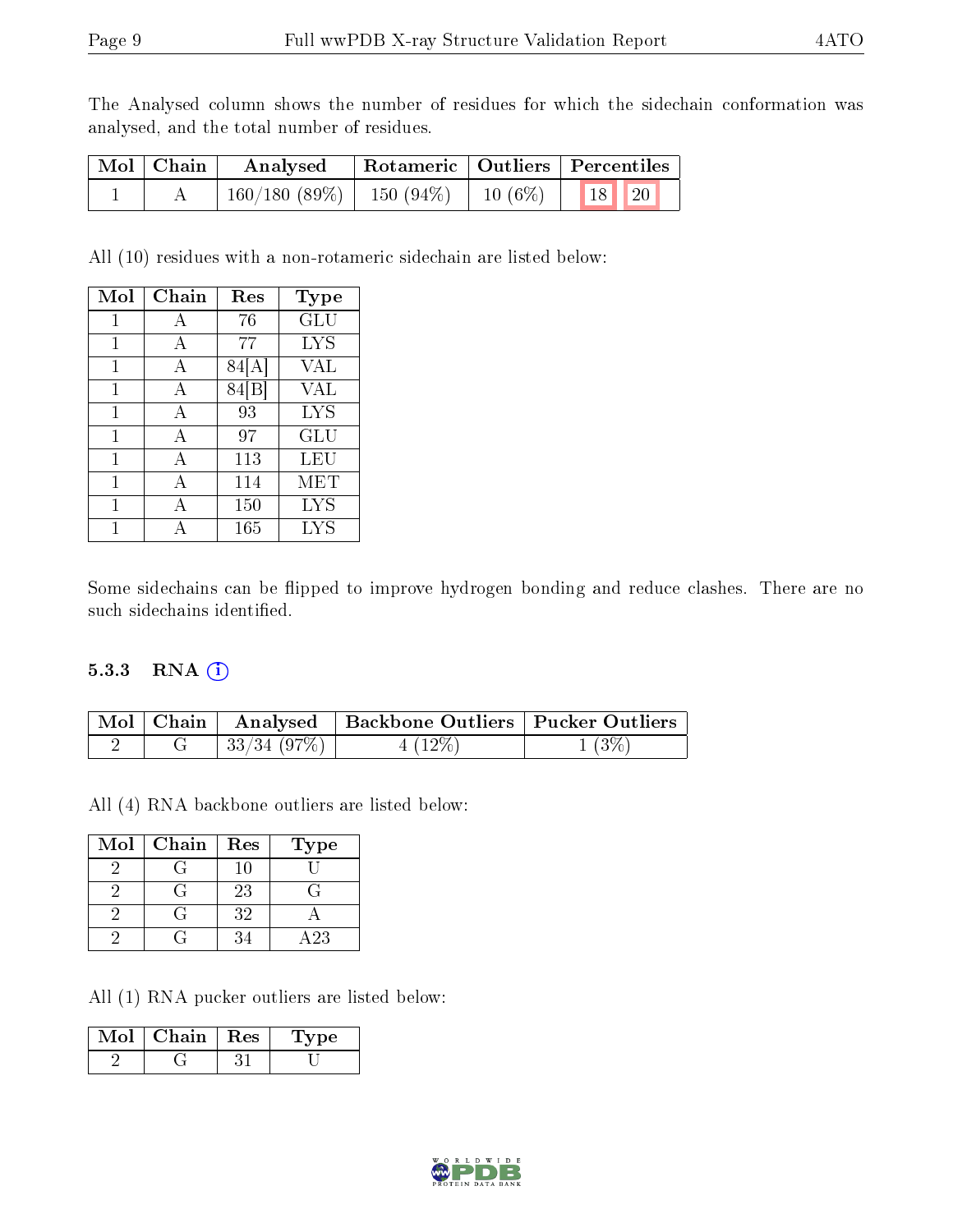The Analysed column shows the number of residues for which the sidechain conformation was analysed, and the total number of residues.

| Mol | Chain | Analysed | Rotameric | Outliers | Percentiles | |
|---|---|---|---|---|---|---|
| 1 | A | 160/180 (89%) | 150 (94%) | 10 (6%) | 18 | 20 |

All (10) residues with a non-rotameric sidechain are listed below:

| Mol | Chain | Res | Type |
|---|---|---|---|
| 1 | A | 76 | GLU |
| 1 | A | 77 | LYS |
| 1 | A | 84[A] | VAL |
| 1 | A | 84[B] | VAL |
| 1 | A | 93 | LYS |
| 1 | A | 97 | GLU |
| 1 | A | 113 | LEU |
| 1 | A | 114 | MET |
| 1 | A | 150 | LYS |
| 1 | A | 165 | LYS |

Some sidechains can be flipped to improve hydrogen bonding and reduce clashes. There are no such sidechains identified.

### 5.3.3 RNA ⓘ

| Mol | Chain | Analysed | Backbone Outliers | Pucker Outliers |
|---|---|---|---|---|
| 2 | G | 33/34 (97%) | 4 (12%) | 1 (3%) |

All (4) RNA backbone outliers are listed below:

| Mol | Chain | Res | Type |
|---|---|---|---|
| 2 | G | 10 | U |
| 2 | G | 23 | G |
| 2 | G | 32 | A |
| 2 | G | 34 | A23 |

All (1) RNA pucker outliers are listed below:

| Mol | Chain | Res | Type |
|---|---|---|---|
| 2 | G | 31 | U |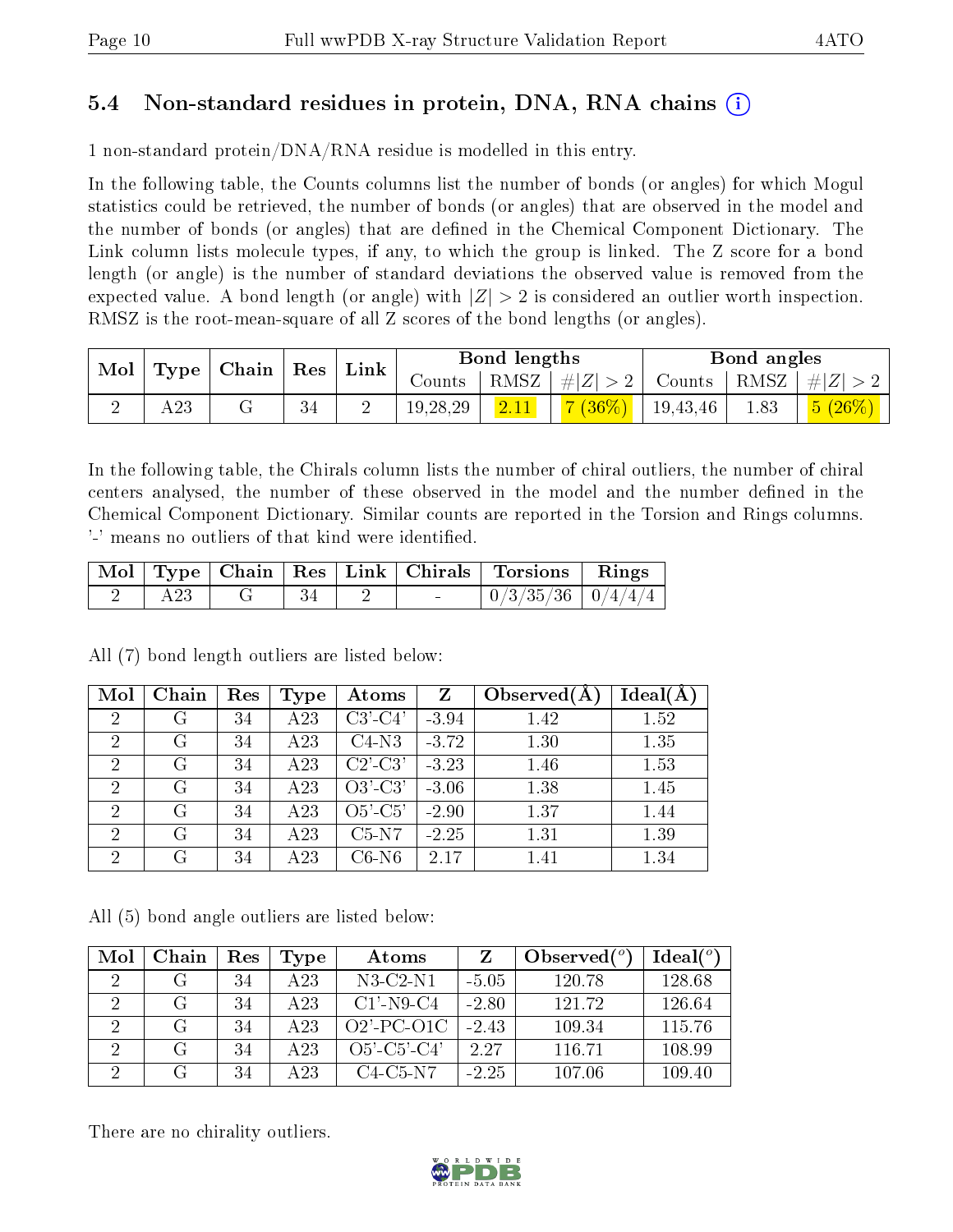## 5.4 Non-standard residues in protein, DNA, RNA chains (i)

1 non-standard protein/DNA/RNA residue is modelled in this entry.

In the following table, the Counts columns list the number of bonds (or angles) for which Mogul statistics could be retrieved, the number of bonds (or angles) that are observed in the model and the number of bonds (or angles) that are defined in the Chemical Component Dictionary. The Link column lists molecule types, if any, to which the group is linked. The Z score for a bond length (or angle) is the number of standard deviations the observed value is removed from the expected value. A bond length (or angle) with $|Z| > 2$ is considered an outlier worth inspection. RMSZ is the root-mean-square of all Z scores of the bond lengths (or angles).

| Mol | Type | Chain | Res | Link | Bond lengths | | | Bond angles | | |
|---|---|---|---|---|---|---|---|---|---|---|
| | | | | | Counts | RMSZ | $\#\|Z\| > 2$ | Counts | RMSZ | $\#\|Z\| > 2$ |
| 2 | A23 | G | 34 | 2 | 19,28,29 | 2.11 | 7 (36%) | 19,43,46 | 1.83 | 5 (26%) |

In the following table, the Chirals column lists the number of chiral outliers, the number of chiral centers analysed, the number of these observed in the model and the number defined in the Chemical Component Dictionary. Similar counts are reported in the Torsion and Rings columns. '-' means no outliers of that kind were identified.

| Mol | Type | Chain | Res | Link | Chirals | Torsions | Rings |
|---|---|---|---|---|---|---|---|
| 2 | A23 | G | 34 | 2 | - | 0/3/35/36 | 0/4/4/4 |

All (7) bond length outliers are listed below:

| Mol | Chain | Res | Type | Atoms | Z | Observed(Å) | Ideal(Å) |
|---|---|---|---|---|---|---|---|
| 2 | G | 34 | A23 | C3'-C4' | -3.94 | 1.42 | 1.52 |
| 2 | G | 34 | A23 | C4-N3 | -3.72 | 1.30 | 1.35 |
| 2 | G | 34 | A23 | C2'-C3' | -3.23 | 1.46 | 1.53 |
| 2 | G | 34 | A23 | O3'-C3' | -3.06 | 1.38 | 1.45 |
| 2 | G | 34 | A23 | O5'-C5' | -2.90 | 1.37 | 1.44 |
| 2 | G | 34 | A23 | C5-N7 | -2.25 | 1.31 | 1.39 |
| 2 | G | 34 | A23 | C6-N6 | 2.17 | 1.41 | 1.34 |

All (5) bond angle outliers are listed below:

| Mol | Chain | Res | Type | Atoms | Z | Observed(°) | Ideal(°) |
|---|---|---|---|---|---|---|---|
| 2 | G | 34 | A23 | N3-C2-N1 | -5.05 | 120.78 | 128.68 |
| 2 | G | 34 | A23 | C1'-N9-C4 | -2.80 | 121.72 | 126.64 |
| 2 | G | 34 | A23 | O2'-PC-O1C | -2.43 | 109.34 | 115.76 |
| 2 | G | 34 | A23 | O5'-C5'-C4' | 2.27 | 116.71 | 108.99 |
| 2 | G | 34 | A23 | C4-C5-N7 | -2.25 | 107.06 | 109.40 |

There are no chirality outliers.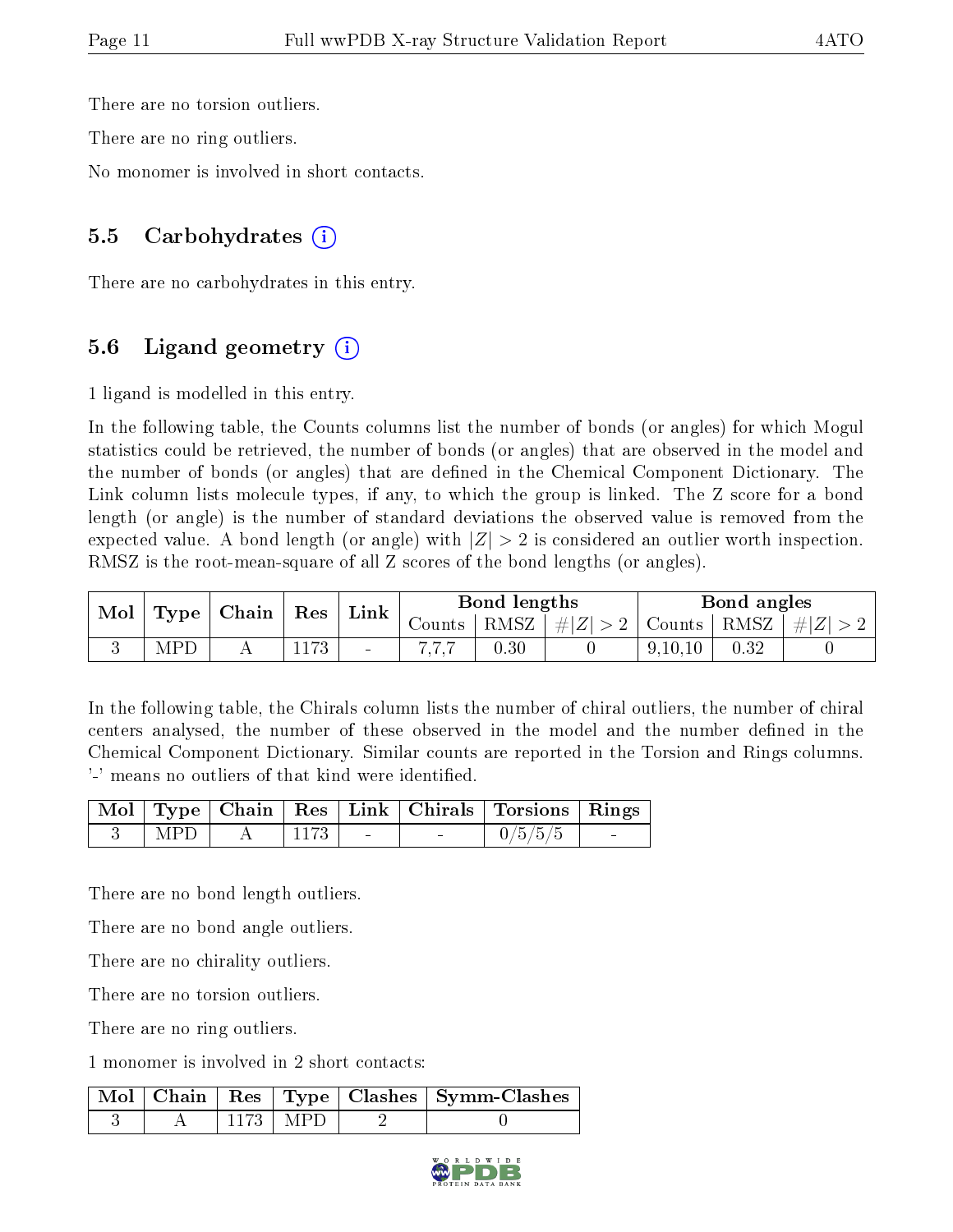There are no torsion outliers.

There are no ring outliers.

No monomer is involved in short contacts.

### 5.5 Carbohydrates (i)

There are no carbohydrates in this entry.

### 5.6 Ligand geometry (i)

1 ligand is modelled in this entry.

In the following table, the Counts columns list the number of bonds (or angles) for which Mogul statistics could be retrieved, the number of bonds (or angles) that are observed in the model and the number of bonds (or angles) that are defined in the Chemical Component Dictionary. The Link column lists molecule types, if any, to which the group is linked. The Z score for a bond length (or angle) is the number of standard deviations the observed value is removed from the expected value. A bond length (or angle) with $|Z| > 2$ is considered an outlier worth inspection. RMSZ is the root-mean-square of all Z scores of the bond lengths (or angles).

| Mol | Type | Chain | Res | Link | Bond lengths | | | Bond angles | | |
|---|---|---|---|---|---|---|---|---|---|---|
| | | | | | Counts | RMSZ | $\#\|Z\| > 2$ | Counts | RMSZ | $\#\|Z\| > 2$ |
| 3 | MPD | A | 1173 | - | 7,7,7 | 0.30 | 0 | 9,10,10 | 0.32 | 0 |

In the following table, the Chirals column lists the number of chiral outliers, the number of chiral centers analysed, the number of these observed in the model and the number defined in the Chemical Component Dictionary. Similar counts are reported in the Torsion and Rings columns. '-' means no outliers of that kind were identified.

| Mol | Type | Chain | Res | Link | Chirals | Torsions | Rings |
|---|---|---|---|---|---|---|---|
| 3 | MPD | A | 1173 | - | - | 0/5/5/5 | - |

There are no bond length outliers.

There are no bond angle outliers.

There are no chirality outliers.

There are no torsion outliers.

There are no ring outliers.

1 monomer is involved in 2 short contacts:

| Mol | Chain | Res | Type | Clashes | Symm-Clashes |
|---|---|---|---|---|---|
| 3 | A | 1173 | MPD | 2 | 0 |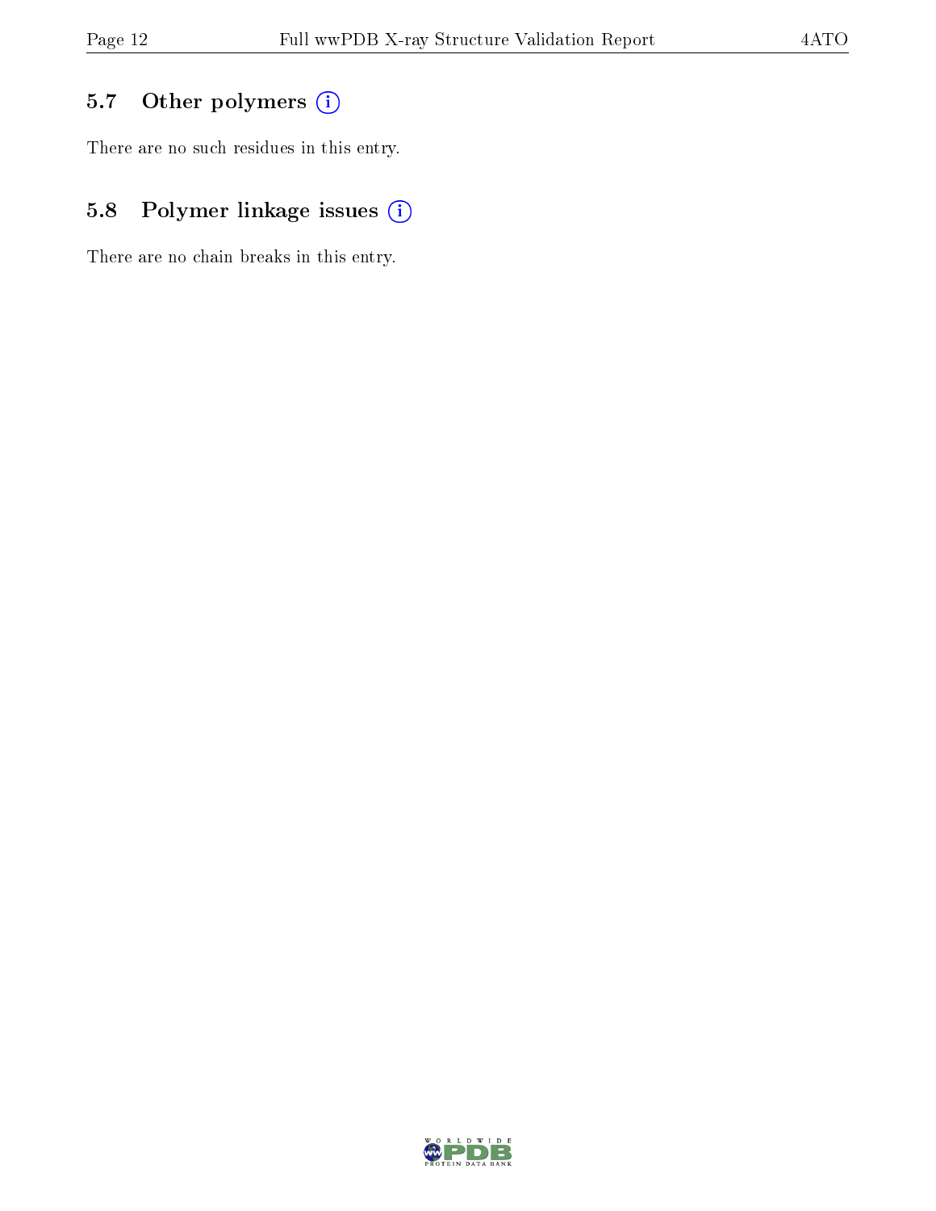### 5.7 Other polymers

There are no such residues in this entry.

### 5.8 Polymer linkage issues

There are no chain breaks in this entry.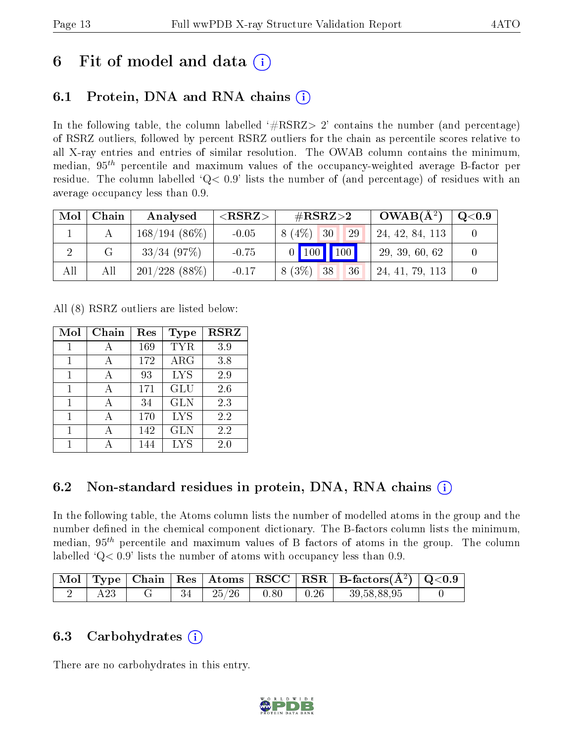# 6 Fit of model and data (i)

## 6.1 Protein, DNA and RNA chains (i)

In the following table, the column labelled '#RSRZ> 2' contains the number (and percentage) of RSRZ outliers, followed by percent RSRZ outliers for the chain as percentile scores relative to all X-ray entries and entries of similar resolution. The OWAB column contains the minimum, median, $95^{th}$ percentile and maximum values of the occupancy-weighted average B-factor per residue. The column labelled 'Q< 0.9' lists the number of (and percentage) of residues with an average occupancy less than 0.9.

| Mol | Chain | Analysed | <RSRZ> | #RSRZ>2 | | | OWAB(Å$^2$) | Q<0.9 |
|---|---|---|---|---|---|---|---|---|
| 1 | A | 168/194 (86%) | -0.05 | 8 (4%) | 30 | 29 | 24, 42, 84, 113 | 0 |
| 2 | G | 33/34 (97%) | -0.75 | 0 | 100 | 100 | 29, 39, 60, 62 | 0 |
| All | All | 201/228 (88%) | -0.17 | 8 (3%) | 38 | 36 | 24, 41, 79, 113 | 0 |

All (8) RSRZ outliers are listed below:

| Mol | Chain | Res | Type | RSRZ |
|---|---|---|---|---|
| 1 | A | 169 | TYR | 3.9 |
| 1 | A | 172 | ARG | 3.8 |
| 1 | A | 93 | LYS | 2.9 |
| 1 | A | 171 | GLU | 2.6 |
| 1 | A | 34 | GLN | 2.3 |
| 1 | A | 170 | LYS | 2.2 |
| 1 | A | 142 | GLN | 2.2 |
| 1 | A | 144 | LYS | 2.0 |

## 6.2 Non-standard residues in protein, DNA, RNA chains (i)

In the following table, the Atoms column lists the number of modelled atoms in the group and the number defined in the chemical component dictionary. The B-factors column lists the minimum, median, $95^{th}$ percentile and maximum values of B factors of atoms in the group. The column labelled 'Q< 0.9' lists the number of atoms with occupancy less than 0.9.

| Mol | Type | Chain | Res | Atoms | RSCC | RSR | B-factors(Å$^2$) | Q<0.9 |
|---|---|---|---|---|---|---|---|---|
| 2 | A23 | G | 34 | 25/26 | 0.80 | 0.26 | 39,58,88,95 | 0 |

## 6.3 Carbohydrates (i)

There are no carbohydrates in this entry.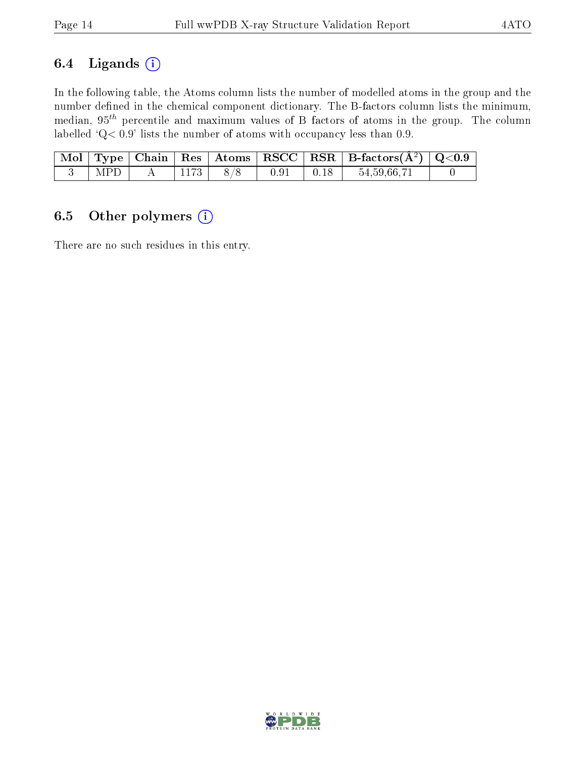### 6.4 Ligands (i)

In the following table, the Atoms column lists the number of modelled atoms in the group and the number defined in the chemical component dictionary. The B-factors column lists the minimum, median, $95^{th}$ percentile and maximum values of B factors of atoms in the group. The column labelled 'Q< 0.9' lists the number of atoms with occupancy less than 0.9.

| Mol | Type | Chain | Res | Atoms | RSCC | RSR | B-factors(Å$^2$) | Q<0.9 |
|---|---|---|---|---|---|---|---|---|
| 3 | MPD | A | 1173 | 8/8 | 0.91 | 0.18 | 54,59,66,71 | 0 |

### 6.5 Other polymers (i)

There are no such residues in this entry.